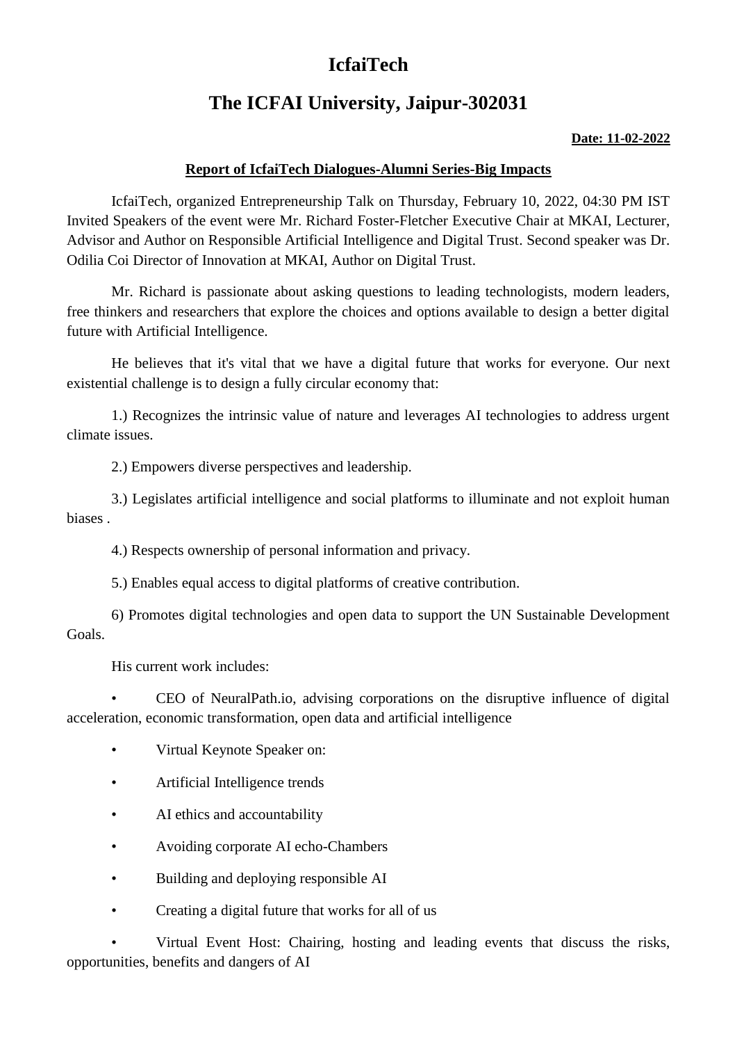# IcfaiTech

# The ICFAI University, Jaipur-302031

**Date: 11-02-2022**

**Report of IcfaiTech Dialogues-Alumni Series-Big Impacts**

IcfaiTech, organized Entrepreneurship Talk on Thursday, February 10, 2022, 04:30 PM IST Invited Speakers of the event were Mr. Richard Foster-Fletcher Executive Chair at MKAI, Lecturer, Advisor and Author on Responsible Artificial Intelligence and Digital Trust. Second speaker was Dr. Odilia Coi Director of Innovation at MKAI, Author on Digital Trust.

Mr. Richard is passionate about asking questions to leading technologists, modern leaders, free thinkers and researchers that explore the choices and options available to design a better digital future with Artificial Intelligence.

He believes that it's vital that we have a digital future that works for everyone. Our next existential challenge is to design a fully circular economy that:

1.) Recognizes the intrinsic value of nature and leverages AI technologies to address urgent climate issues.

2.) Empowers diverse perspectives and leadership.

3.) Legislates artificial intelligence and social platforms to illuminate and not exploit human biases .

4.) Respects ownership of personal information and privacy.

5.) Enables equal access to digital platforms of creative contribution.

6) Promotes digital technologies and open data to support the UN Sustainable Development Goals.

His current work includes:

- CEO of NeuralPath.io, advising corporations on the disruptive influence of digital acceleration, economic transformation, open data and artificial intelligence
- Virtual Keynote Speaker on:
- Artificial Intelligence trends
- AI ethics and accountability
- Avoiding corporate AI echo-Chambers
- Building and deploying responsible AI
- Creating a digital future that works for all of us
- Virtual Event Host: Chairing, hosting and leading events that discuss the risks, opportunities, benefits and dangers of AI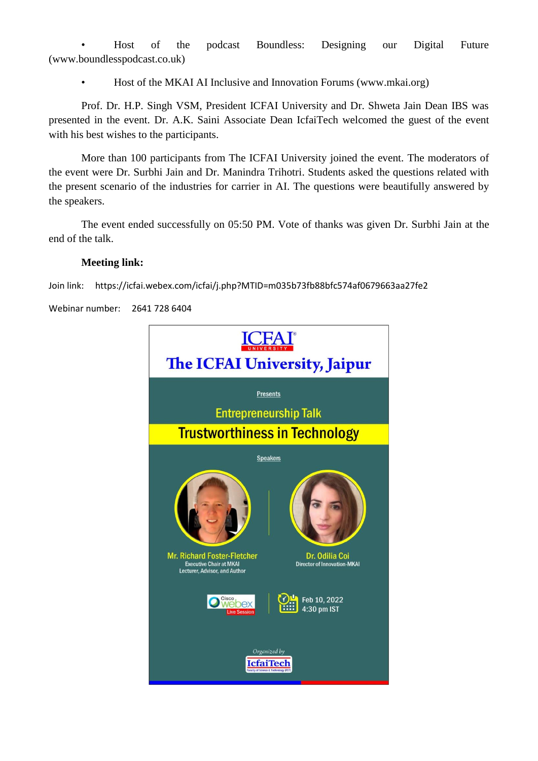- Host of the podcast Boundless: Designing our Digital Future (www.boundlesspodcast.co.uk)
- Host of the MKAI AI Inclusive and Innovation Forums (www.mkai.org)

Prof. Dr. H.P. Singh VSM, President ICFAI University and Dr. Shweta Jain Dean IBS was presented in the event. Dr. A.K. Saini Associate Dean IcfaiTech welcomed the guest of the event with his best wishes to the participants.

More than 100 participants from The ICFAI University joined the event. The moderators of the event were Dr. Surbhi Jain and Dr. Manindra Trihotri. Students asked the questions related with the present scenario of the industries for carrier in AI. The questions were beautifully answered by the speakers.

The event ended successfully on 05:50 PM. Vote of thanks was given Dr. Surbhi Jain at the end of the talk.

**Meeting link:**

Join link: https://icfai.webex.com/icfai/j.php?MTID=m035b73fb88bfc574af0679663aa27fe2

Webinar number: 2641 728 6404

ICFAI UNIVERSITY

The ICFAI University, Jaipur

Presents

Entrepreneurship Talk

Trustworthiness in Technology

Speakers

Mr. Richard Foster-Fletcher
Executive Chair at MKAI
Lecturer, Advisor, and Author

Dr. Odilia Coi
Director of Innovation-MKAI

Cisco webex Live Session

Feb 10, 2022
4:30 pm IST

Organized by
IcfaiTech